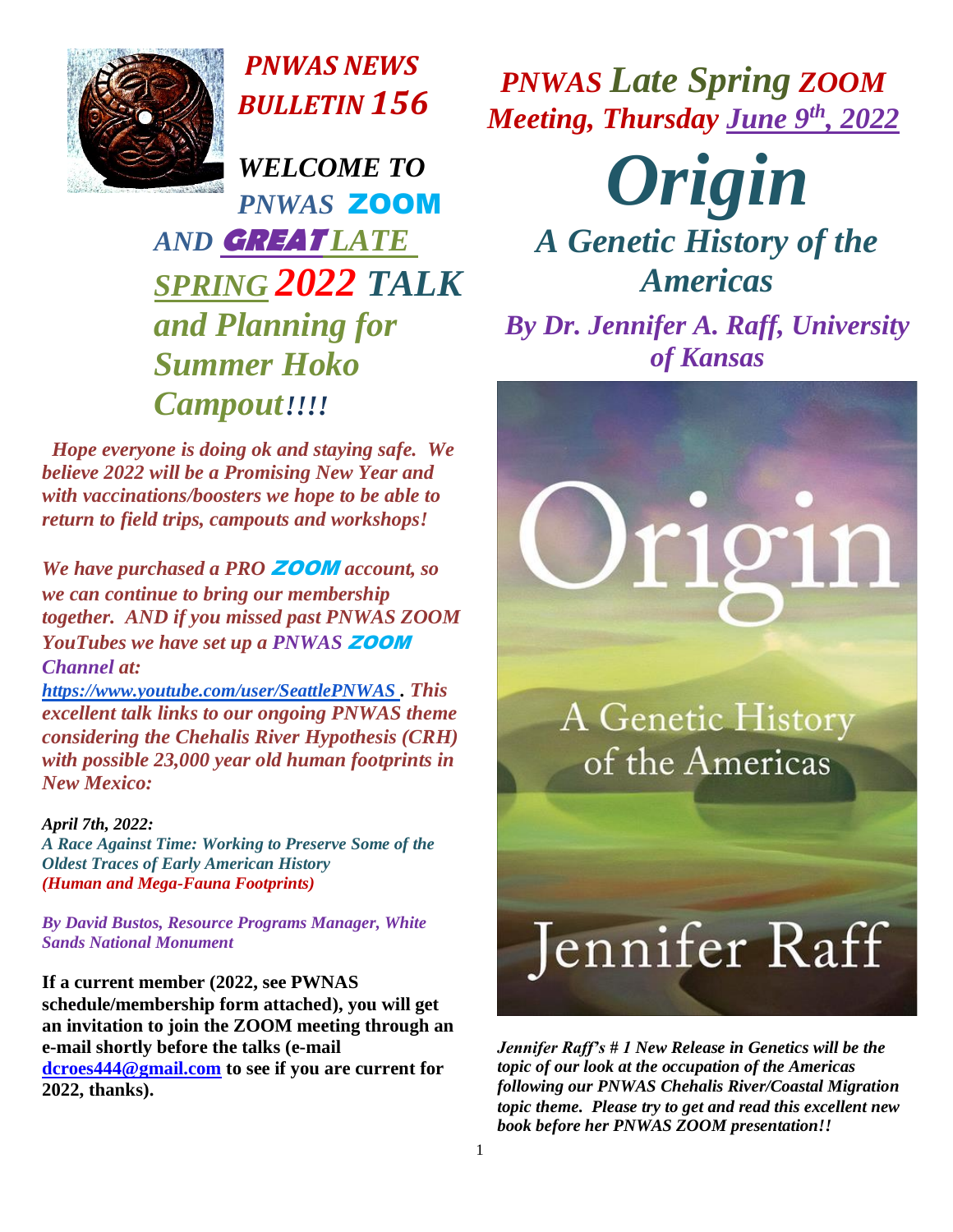# PNWAS NEWS BULLETIN 156

## WELCOME TO PNWAS ZOOM AND GREAT LATE SPRING 2022 TALK and Planning for Summer Hoko Campout!!!!

*Hope everyone is doing ok and staying safe. We believe 2022 will be a Promising New Year and with vaccinations/boosters we hope to be able to return to field trips, campouts and workshops!*

*We have purchased a PRO ZOOM account, so we can continue to bring our membership together. AND if you missed past PNWAS ZOOM YouTubes we have set up a PNWAS ZOOM Channel at: https://www.youtube.com/user/SeattlePNWAS . This excellent talk links to our ongoing PNWAS theme considering the Chehalis River Hypothesis (CRH) with possible 23,000 year old human footprints in New Mexico:*

***April 7th, 2022:***
***A Race Against Time: Working to Preserve Some of the Oldest Traces of Early American History***
***(Human and Mega-Fauna Footprints)***

***By David Bustos, Resource Programs Manager, White Sands National Monument***

**If a current member (2022, see PWNAS schedule/membership form attached), you will get an invitation to join the ZOOM meeting through an e-mail shortly before the talks (e-mail dcroes444@gmail.com to see if you are current for 2022, thanks).**

## PNWAS Late Spring ZOOM Meeting, Thursday June 9th, 2022

# Origin

## A Genetic History of the Americas

### By Dr. Jennifer A. Raff, University of Kansas

*Jennifer Raff's # 1 New Release in Genetics will be the topic of our look at the occupation of the Americas following our PNWAS Chehalis River/Coastal Migration topic theme. Please try to get and read this excellent new book before her PNWAS ZOOM presentation!!*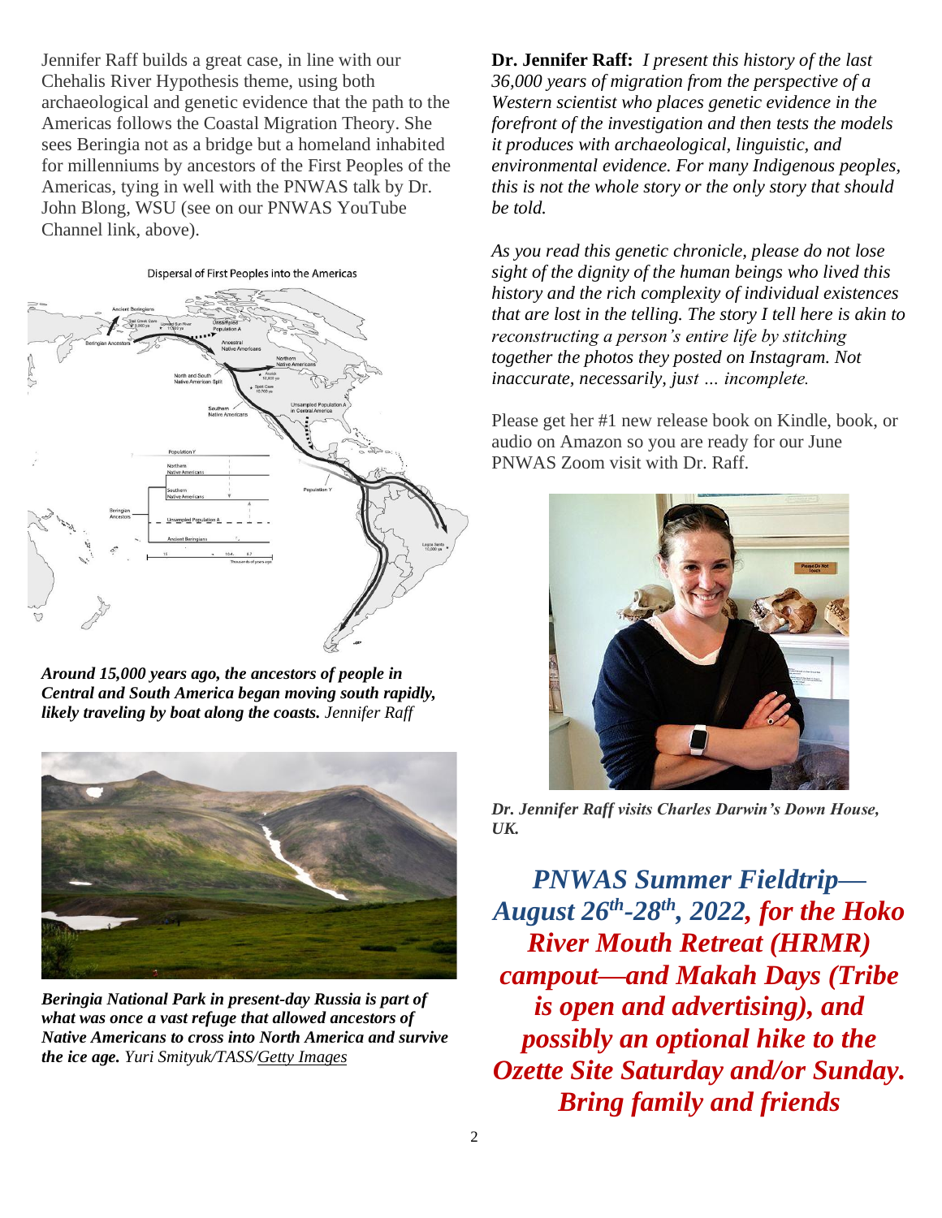Jennifer Raff builds a great case, in line with our Chehalis River Hypothesis theme, using both archaeological and genetic evidence that the path to the Americas follows the Coastal Migration Theory. She sees Beringia not as a bridge but a homeland inhabited for millenniums by ancestors of the First Peoples of the Americas, tying in well with the PNWAS talk by Dr. John Blong, WSU (see on our PNWAS YouTube Channel link, above).

Dispersal of First Peoples into the Americas

***Around 15,000 years ago, the ancestors of people in Central and South America began moving south rapidly, likely traveling by boat along the coasts.*** *Jennifer Raff*

***Beringia National Park in present-day Russia is part of what was once a vast refuge that allowed ancestors of Native Americans to cross into North America and survive the ice age.*** *Yuri Smityuk/TASS/Getty Images*

**Dr. Jennifer Raff:** *I present this history of the last 36,000 years of migration from the perspective of a Western scientist who places genetic evidence in the forefront of the investigation and then tests the models it produces with archaeological, linguistic, and environmental evidence. For many Indigenous peoples, this is not the whole story or the only story that should be told.*

*As you read this genetic chronicle, please do not lose sight of the dignity of the human beings who lived this history and the rich complexity of individual existences that are lost in the telling. The story I tell here is akin to reconstructing a person's entire life by stitching together the photos they posted on Instagram. Not inaccurate, necessarily, just … incomplete.*

Please get her #1 new release book on Kindle, book, or audio on Amazon so you are ready for our June PNWAS Zoom visit with Dr. Raff.

***Dr. Jennifer Raff visits Charles Darwin's Down House, UK.***

## ***PNWAS Summer Fieldtrip—August 26th-28th, 2022, for the Hoko River Mouth Retreat (HRMR) campout—and Makah Days (Tribe is open and advertising), and possibly an optional hike to the Ozette Site Saturday and/or Sunday. Bring family and friends***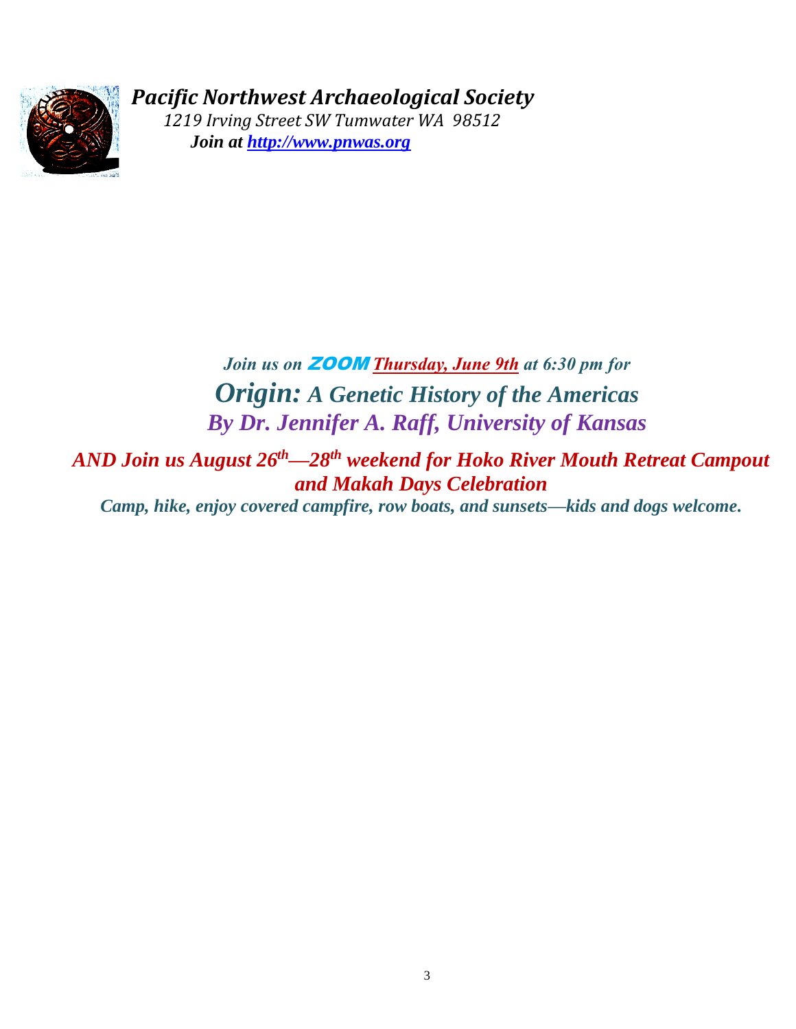***Pacific Northwest Archaeological Society***

*1219 Irving Street SW Tumwater WA 98512*

***Join at [http://www.pnwas.org](http://www.pnwas.org)***

***Join us on ZOOM <u>Thursday, June 9th</u> at 6:30 pm for***

## ***Origin: A Genetic History of the Americas***

### ***By Dr. Jennifer A. Raff, University of Kansas***

### ***AND Join us August 26th—28th weekend for Hoko River Mouth Retreat Campout and Makah Days Celebration***

***Camp, hike, enjoy covered campfire, row boats, and sunsets—kids and dogs welcome.***